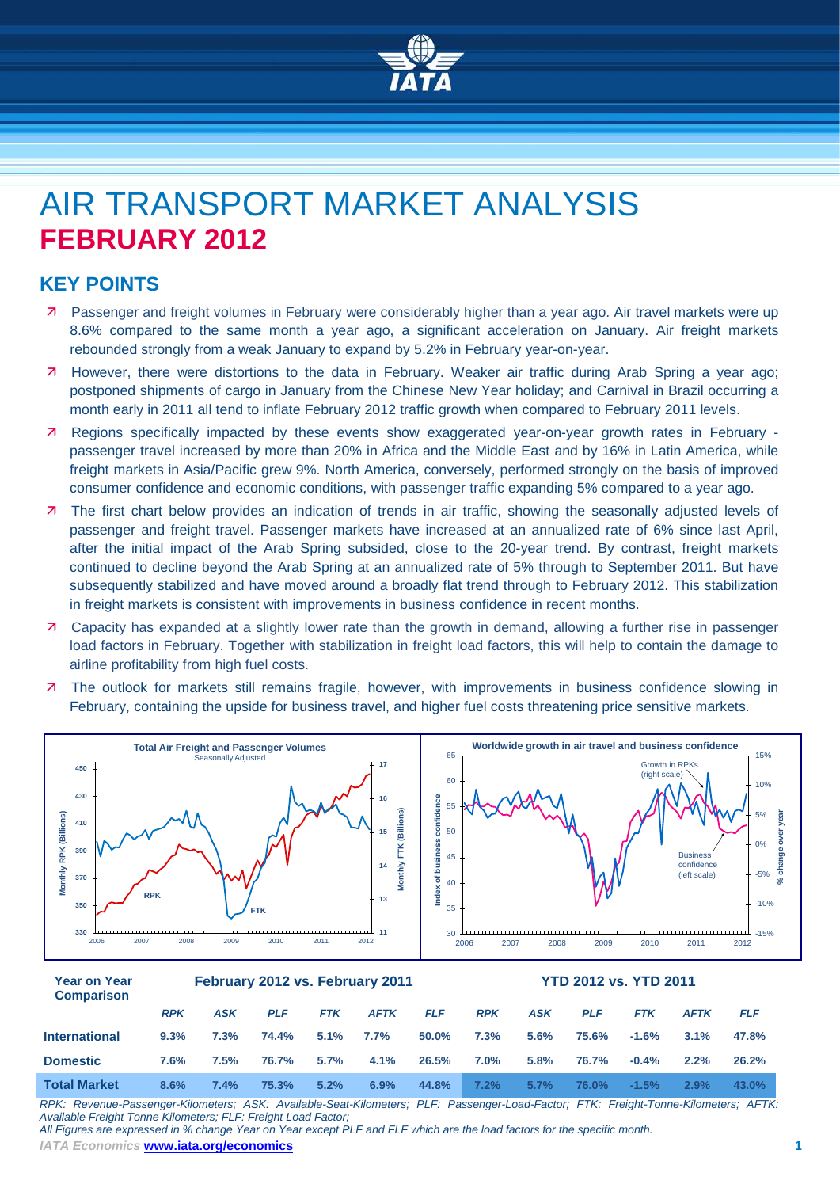# AIR TRANSPORT MARKET ANALYSIS
## FEBRUARY 2012

## KEY POINTS

- Passenger and freight volumes in February were considerably higher than a year ago. Air travel markets were up 8.6% compared to the same month a year ago, a significant acceleration on January. Air freight markets rebounded strongly from a weak January to expand by 5.2% in February year-on-year.
- However, there were distortions to the data in February. Weaker air traffic during Arab Spring a year ago; postponed shipments of cargo in January from the Chinese New Year holiday; and Carnival in Brazil occurring a month early in 2011 all tend to inflate February 2012 traffic growth when compared to February 2011 levels.
- Regions specifically impacted by these events show exaggerated year-on-year growth rates in February - passenger travel increased by more than 20% in Africa and the Middle East and by 16% in Latin America, while freight markets in Asia/Pacific grew 9%. North America, conversely, performed strongly on the basis of improved consumer confidence and economic conditions, with passenger traffic expanding 5% compared to a year ago.
- The first chart below provides an indication of trends in air traffic, showing the seasonally adjusted levels of passenger and freight travel. Passenger markets have increased at an annualized rate of 6% since last April, after the initial impact of the Arab Spring subsided, close to the 20-year trend. By contrast, freight markets continued to decline beyond the Arab Spring at an annualized rate of 5% through to September 2011. But have subsequently stabilized and have moved around a broadly flat trend through to February 2012. This stabilization in freight markets is consistent with improvements in business confidence in recent months.
- Capacity has expanded at a slightly lower rate than the growth in demand, allowing a further rise in passenger load factors in February. Together with stabilization in freight load factors, this will help to contain the damage to airline profitability from high fuel costs.
- The outlook for markets still remains fragile, however, with improvements in business confidence slowing in February, containing the upside for business travel, and higher fuel costs threatening price sensitive markets.

| Year on Year Comparison | February 2012 vs. February 2011 | | | | | | YTD 2012 vs. YTD 2011 | | | | | |
|---|---|---|---|---|---|---|---|---|---|---|---|---|
| | *RPK* | *ASK* | *PLF* | *FTK* | *AFTK* | *FLF* | *RPK* | *ASK* | *PLF* | *FTK* | *AFTK* | *FLF* |
| **International** | 9.3% | 7.3% | 74.4% | 5.1% | 7.7% | 50.0% | 7.3% | 5.6% | 75.6% | -1.6% | 3.1% | 47.8% |
| **Domestic** | 7.6% | 7.5% | 76.7% | 5.7% | 4.1% | 26.5% | 7.0% | 5.8% | 76.7% | -0.4% | 2.2% | 26.2% |
| **Total Market** | 8.6% | 7.4% | 75.3% | 5.2% | 6.9% | 44.8% | 7.2% | 5.7% | 76.0% | -1.5% | 2.9% | 43.0% |

*RPK: Revenue-Passenger-Kilometers; ASK: Available-Seat-Kilometers; PLF: Passenger-Load-Factor; FTK: Freight-Tonne-Kilometers; AFTK: Available Freight Tonne Kilometers; FLF: Freight Load Factor;*
*All Figures are expressed in % change Year on Year except PLF and FLF which are the load factors for the specific month.*

*IATA Economics* **www.iata.org/economics**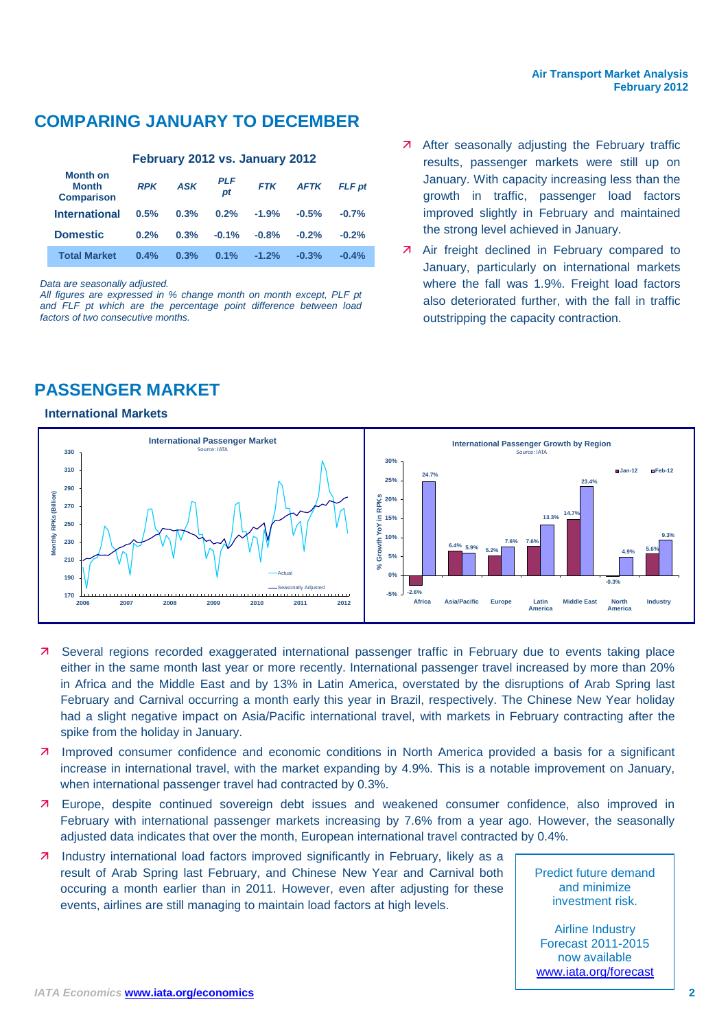## COMPARING JANUARY TO DECEMBER

**February 2012 vs. January 2012**

| Month on Month Comparison | RPK | ASK | PLF pt | FTK | AFTK | FLF pt |
|---|---|---|---|---|---|---|
| International | 0.5% | 0.3% | 0.2% | -1.9% | -0.5% | -0.7% |
| Domestic | 0.2% | 0.3% | -0.1% | -0.8% | -0.2% | -0.2% |
| Total Market | 0.4% | 0.3% | 0.1% | -1.2% | -0.3% | -0.4% |

*Data are seasonally adjusted.*
*All figures are expressed in % change month on month except, PLF pt and FLF pt which are the percentage point difference between load factors of two consecutive months.*

- After seasonally adjusting the February traffic results, passenger markets were still up on January. With capacity increasing less than the growth in traffic, passenger load factors improved slightly in February and maintained the strong level achieved in January.
- Air freight declined in February compared to January, particularly on international markets where the fall was 1.9%. Freight load factors also deteriorated further, with the fall in traffic outstripping the capacity contraction.

## PASSENGER MARKET

### International Markets

- Several regions recorded exaggerated international passenger traffic in February due to events taking place either in the same month last year or more recently. International passenger travel increased by more than 20% in Africa and the Middle East and by 13% in Latin America, overstated by the disruptions of Arab Spring last February and Carnival occurring a month early this year in Brazil, respectively. The Chinese New Year holiday had a slight negative impact on Asia/Pacific international travel, with markets in February contracting after the spike from the holiday in January.
- Improved consumer confidence and economic conditions in North America provided a basis for a significant increase in international travel, with the market expanding by 4.9%. This is a notable improvement on January, when international passenger travel had contracted by 0.3%.
- Europe, despite continued sovereign debt issues and weakened consumer confidence, also improved in February with international passenger markets increasing by 7.6% from a year ago. However, the seasonally adjusted data indicates that over the month, European international travel contracted by 0.4%.
- Industry international load factors improved significantly in February, likely as a result of Arab Spring last February, and Chinese New Year and Carnival both occuring a month earlier than in 2011. However, even after adjusting for these events, airlines are still managing to maintain load factors at high levels.

Predict future demand and minimize investment risk.

Airline Industry Forecast 2011-2015 now available www.iata.org/forecast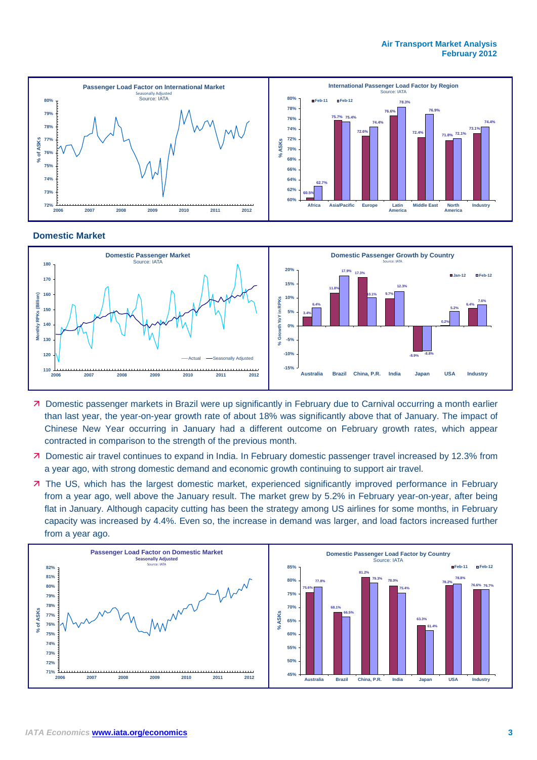## Domestic Market

- Domestic passenger markets in Brazil were up significantly in February due to Carnival occurring a month earlier than last year, the year-on-year growth rate of about 18% was significantly above that of January. The impact of Chinese New Year occurring in January had a different outcome on February growth rates, which appear contracted in comparison to the strength of the previous month.
- Domestic air travel continues to expand in India. In February domestic passenger travel increased by 12.3% from a year ago, with strong domestic demand and economic growth continuing to support air travel.
- The US, which has the largest domestic market, experienced significantly improved performance in February from a year ago, well above the January result. The market grew by 5.2% in February year-on-year, after being flat in January. Although capacity cutting has been the strategy among US airlines for some months, in February capacity was increased by 4.4%. Even so, the increase in demand was larger, and load factors increased further from a year ago.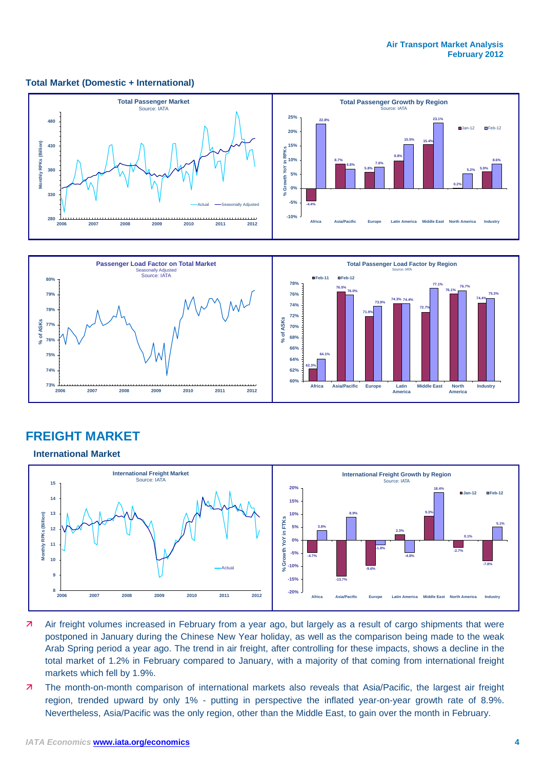### Total Market (Domestic + International)

**Total Passenger Market**
Source: IATA

**Total Passenger Growth by Region**
Source: IATA

| Region | Jan-12 | Feb-12 |
| --- | --- | --- |
| Africa | -4.4% | 22.8% |
| Asia/Pacific | 8.7% | 6.8% |
| Europe | 5.8% | 7.6% |
| Latin America | 9.8% | 15.5% |
| Middle East | 15.4% | 23.1% |
| North America | 0.2% | 5.2% |
| Industry | 5.9% | 8.6% |

**Passenger Load Factor on Total Market**
Seasonally Adjusted
Source: IATA

**Total Passenger Load Factor by Region**
Source: IATA

| Region | Feb-11 | Feb-12 |
| --- | --- | --- |
| Africa | 62.3% | 64.1% |
| Asia/Pacific | 76.5% | 76.0% |
| Europe | 71.9% | 73.9% |
| Latin America | 74.3% | 74.4% |
| Middle East | 72.7% | 77.1% |
| North America | 76.1% | 76.7% |
| Industry | 74.4% | 75.3% |

# FREIGHT MARKET

### International Market

**International Freight Market**
Source: IATA

**International Freight Growth by Region**
Source: IATA

| Region | Jan-12 | Feb-12 |
| --- | --- | --- |
| Africa | -4.7% | 3.8% |
| Asia/Pacific | -13.7% | 8.9% |
| Europe | -9.6% | -1.8% |
| Latin America | 2.3% | -4.8% |
| Middle East | 9.3% | 18.4% |
| North America | -2.7% | 0.1% |
| Industry | -7.8% | 5.1% |

- Air freight volumes increased in February from a year ago, but largely as a result of cargo shipments that were postponed in January during the Chinese New Year holiday, as well as the comparison being made to the weak Arab Spring period a year ago. The trend in air freight, after controlling for these impacts, shows a decline in the total market of 1.2% in February compared to January, with a majority of that coming from international freight markets which fell by 1.9%.
- The month-on-month comparison of international markets also reveals that Asia/Pacific, the largest air freight region, trended upward by only 1% - putting in perspective the inflated year-on-year growth rate of 8.9%. Nevertheless, Asia/Pacific was the only region, other than the Middle East, to gain over the month in February.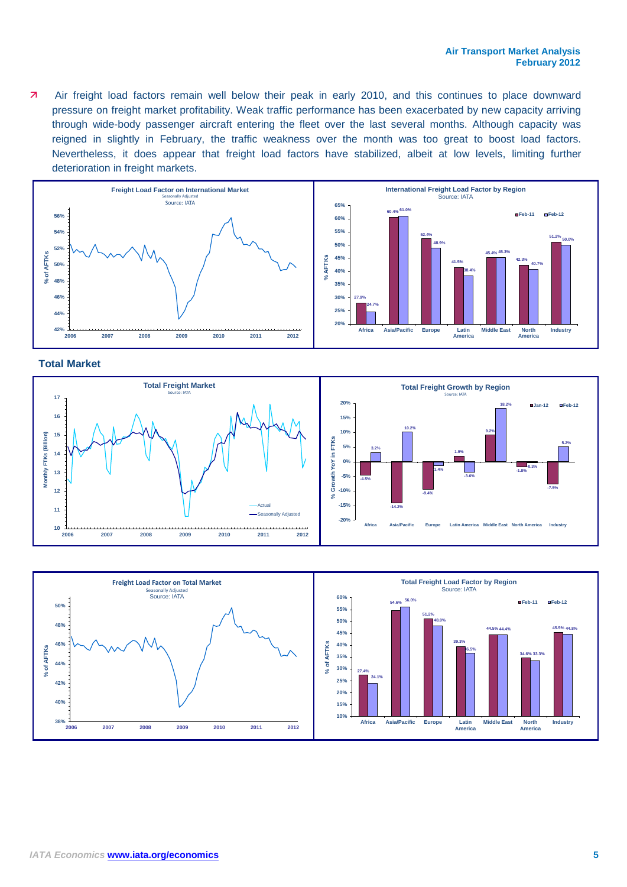- Air freight load factors remain well below their peak in early 2010, and this continues to place downward pressure on freight market profitability. Weak traffic performance has been exacerbated by new capacity arriving through wide-body passenger aircraft entering the fleet over the last several months. Although capacity was reigned in slightly in February, the traffic weakness over the month was too great to boost load factors. Nevertheless, it does appear that freight load factors have stabilized, albeit at low levels, limiting further deterioration in freight markets.

**Freight Load Factor on International Market**
Seasonally Adjusted
Source: IATA

**International Freight Load Factor by Region**
Source: IATA

| Region | Feb-11 | Feb-12 |
|---|---|---|
| Africa | 27.9% | 24.7% |
| Asia/Pacific | 60.4% | 61.0% |
| Europe | 52.4% | 48.9% |
| Latin America | 41.5% | 38.4% |
| Middle East | 45.4% | 45.3% |
| North America | 42.3% | 40.7% |
| Industry | 51.2% | 50.0% |

## Total Market

**Total Freight Market**
Source: IATA

**Total Freight Growth by Region**
Source: IATA

| Region | Jan-12 | Feb-12 |
|---|---|---|
| Africa | -4.5% | 3.2% |
| Asia/Pacific | -14.2% | 10.2% |
| Europe | -9.4% | -1.4% |
| Latin America | 1.9% | -3.6% |
| Middle East | 9.2% | 18.2% |
| North America | -1.8% | -0.3% |
| Industry | -7.5% | 5.2% |

**Freight Load Factor on Total Market**
Seasonally Adjusted
Source: IATA

**Total Freight Load Factor by Region**
Source: IATA

| Region | Feb-11 | Feb-12 |
|---|---|---|
| Africa | 27.4% | 24.1% |
| Asia/Pacific | 54.6% | 56.0% |
| Europe | 51.2% | 48.0% |
| Latin America | 39.3% | 36.5% |
| Middle East | 44.5% | 44.4% |
| North America | 34.6% | 33.3% |
| Industry | 45.5% | 44.8% |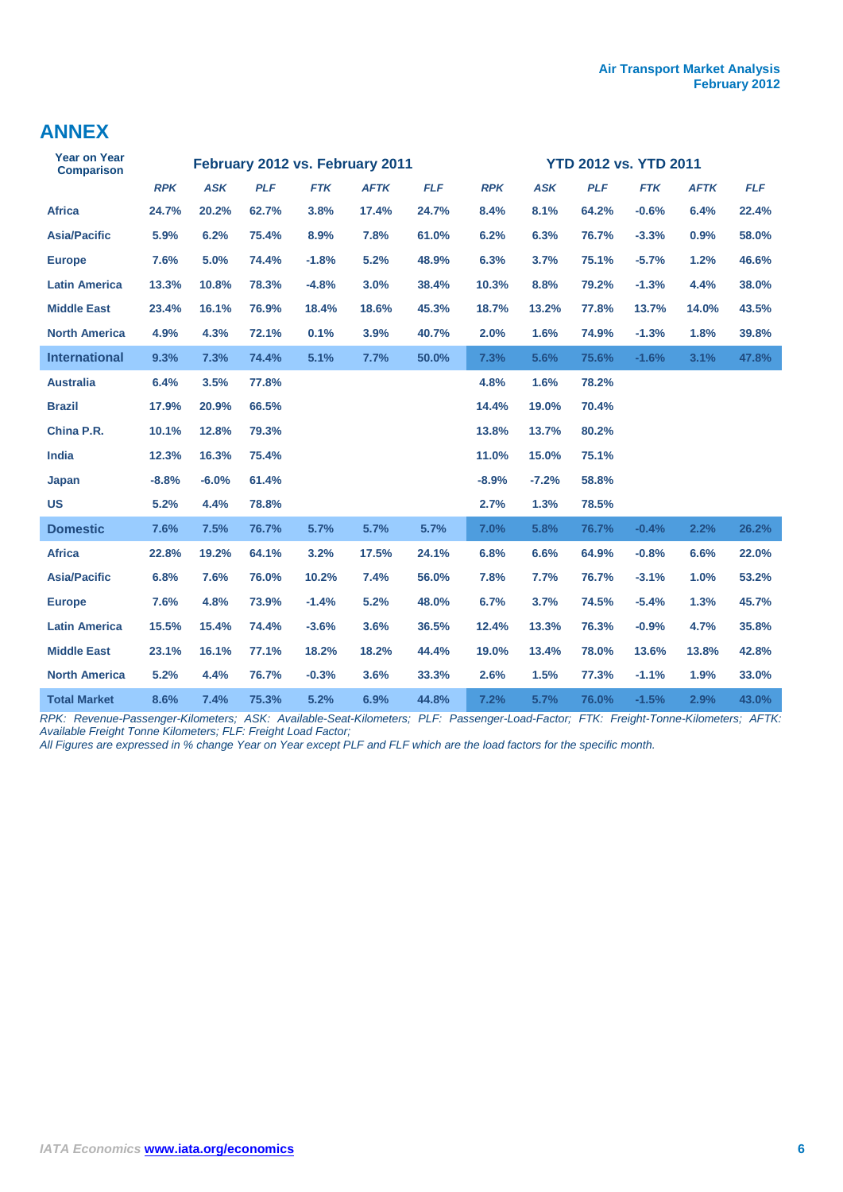## ANNEX

| Year on Year Comparison | February 2012 vs. February 2011 | | | | | | YTD 2012 vs. YTD 2011 | | | | | |
|---|---|---|---|---|---|---|---|---|---|---|---|---|
| | *RPK* | *ASK* | *PLF* | *FTK* | *AFTK* | *FLF* | *RPK* | *ASK* | *PLF* | *FTK* | *AFTK* | *FLF* |
| **Africa** | 24.7% | 20.2% | 62.7% | 3.8% | 17.4% | 24.7% | 8.4% | 8.1% | 64.2% | -0.6% | 6.4% | 22.4% |
| **Asia/Pacific** | 5.9% | 6.2% | 75.4% | 8.9% | 7.8% | 61.0% | 6.2% | 6.3% | 76.7% | -3.3% | 0.9% | 58.0% |
| **Europe** | 7.6% | 5.0% | 74.4% | -1.8% | 5.2% | 48.9% | 6.3% | 3.7% | 75.1% | -5.7% | 1.2% | 46.6% |
| **Latin America** | 13.3% | 10.8% | 78.3% | -4.8% | 3.0% | 38.4% | 10.3% | 8.8% | 79.2% | -1.3% | 4.4% | 38.0% |
| **Middle East** | 23.4% | 16.1% | 76.9% | 18.4% | 18.6% | 45.3% | 18.7% | 13.2% | 77.8% | 13.7% | 14.0% | 43.5% |
| **North America** | 4.9% | 4.3% | 72.1% | 0.1% | 3.9% | 40.7% | 2.0% | 1.6% | 74.9% | -1.3% | 1.8% | 39.8% |
| **International** | 9.3% | 7.3% | 74.4% | 5.1% | 7.7% | 50.0% | 7.3% | 5.6% | 75.6% | -1.6% | 3.1% | 47.8% |
| **Australia** | 6.4% | 3.5% | 77.8% | | | | 4.8% | 1.6% | 78.2% | | | |
| **Brazil** | 17.9% | 20.9% | 66.5% | | | | 14.4% | 19.0% | 70.4% | | | |
| **China P.R.** | 10.1% | 12.8% | 79.3% | | | | 13.8% | 13.7% | 80.2% | | | |
| **India** | 12.3% | 16.3% | 75.4% | | | | 11.0% | 15.0% | 75.1% | | | |
| **Japan** | -8.8% | -6.0% | 61.4% | | | | -8.9% | -7.2% | 58.8% | | | |
| **US** | 5.2% | 4.4% | 78.8% | | | | 2.7% | 1.3% | 78.5% | | | |
| **Domestic** | 7.6% | 7.5% | 76.7% | 5.7% | 5.7% | 5.7% | 7.0% | 5.8% | 76.7% | -0.4% | 2.2% | 26.2% |
| **Africa** | 22.8% | 19.2% | 64.1% | 3.2% | 17.5% | 24.1% | 6.8% | 6.6% | 64.9% | -0.8% | 6.6% | 22.0% |
| **Asia/Pacific** | 6.8% | 7.6% | 76.0% | 10.2% | 7.4% | 56.0% | 7.8% | 7.7% | 76.7% | -3.1% | 1.0% | 53.2% |
| **Europe** | 7.6% | 4.8% | 73.9% | -1.4% | 5.2% | 48.0% | 6.7% | 3.7% | 74.5% | -5.4% | 1.3% | 45.7% |
| **Latin America** | 15.5% | 15.4% | 74.4% | -3.6% | 3.6% | 36.5% | 12.4% | 13.3% | 76.3% | -0.9% | 4.7% | 35.8% |
| **Middle East** | 23.1% | 16.1% | 77.1% | 18.2% | 18.2% | 44.4% | 19.0% | 13.4% | 78.0% | 13.6% | 13.8% | 42.8% |
| **North America** | 5.2% | 4.4% | 76.7% | -0.3% | 3.6% | 33.3% | 2.6% | 1.5% | 77.3% | -1.1% | 1.9% | 33.0% |
| **Total Market** | 8.6% | 7.4% | 75.3% | 5.2% | 6.9% | 44.8% | 7.2% | 5.7% | 76.0% | -1.5% | 2.9% | 43.0% |

*RPK: Revenue-Passenger-Kilometers; ASK: Available-Seat-Kilometers; PLF: Passenger-Load-Factor; FTK: Freight-Tonne-Kilometers; AFTK: Available Freight Tonne Kilometers; FLF: Freight Load Factor;*
*All Figures are expressed in % change Year on Year except PLF and FLF which are the load factors for the specific month.*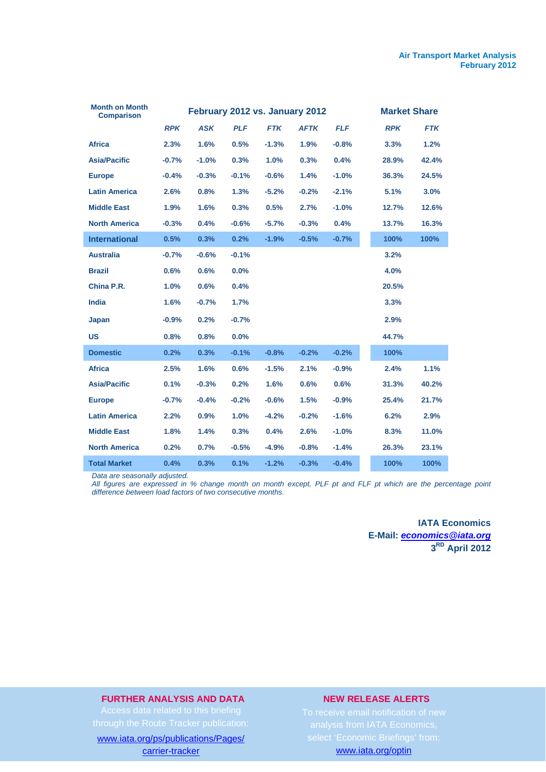| Month on Month Comparison | February 2012 vs. January 2012 | | | | | | Market Share | |
|---|---|---|---|---|---|---|---|---|
| | *RPK* | *ASK* | *PLF* | *FTK* | *AFTK* | *FLF* | *RPK* | *FTK* |
| **Africa** | 2.3% | 1.6% | 0.5% | -1.3% | 1.9% | -0.8% | 3.3% | 1.2% |
| **Asia/Pacific** | -0.7% | -1.0% | 0.3% | 1.0% | 0.3% | 0.4% | 28.9% | 42.4% |
| **Europe** | -0.4% | -0.3% | -0.1% | -0.6% | 1.4% | -1.0% | 36.3% | 24.5% |
| **Latin America** | 2.6% | 0.8% | 1.3% | -5.2% | -0.2% | -2.1% | 5.1% | 3.0% |
| **Middle East** | 1.9% | 1.6% | 0.3% | 0.5% | 2.7% | -1.0% | 12.7% | 12.6% |
| **North America** | -0.3% | 0.4% | -0.6% | -5.7% | -0.3% | 0.4% | 13.7% | 16.3% |
| **International** | 0.5% | 0.3% | 0.2% | -1.9% | -0.5% | -0.7% | 100% | 100% |
| **Australia** | -0.7% | -0.6% | -0.1% | | | | 3.2% | |
| **Brazil** | 0.6% | 0.6% | 0.0% | | | | 4.0% | |
| **China P.R.** | 1.0% | 0.6% | 0.4% | | | | 20.5% | |
| **India** | 1.6% | -0.7% | 1.7% | | | | 3.3% | |
| **Japan** | -0.9% | 0.2% | -0.7% | | | | 2.9% | |
| **US** | 0.8% | 0.8% | 0.0% | | | | 44.7% | |
| **Domestic** | 0.2% | 0.3% | -0.1% | -0.8% | -0.2% | -0.2% | 100% | |
| **Africa** | 2.5% | 1.6% | 0.6% | -1.5% | 2.1% | -0.9% | 2.4% | 1.1% |
| **Asia/Pacific** | 0.1% | -0.3% | 0.2% | 1.6% | 0.6% | 0.6% | 31.3% | 40.2% |
| **Europe** | -0.7% | -0.4% | -0.2% | -0.6% | 1.5% | -0.9% | 25.4% | 21.7% |
| **Latin America** | 2.2% | 0.9% | 1.0% | -4.2% | -0.2% | -1.6% | 6.2% | 2.9% |
| **Middle East** | 1.8% | 1.4% | 0.3% | 0.4% | 2.6% | -1.0% | 8.3% | 11.0% |
| **North America** | 0.2% | 0.7% | -0.5% | -4.9% | -0.8% | -1.4% | 26.3% | 23.1% |
| **Total Market** | 0.4% | 0.3% | 0.1% | -1.2% | -0.3% | -0.4% | 100% | 100% |

*Data are seasonally adjusted.*
*All figures are expressed in % change month on month except, PLF pt and FLF pt which are the percentage point difference between load factors of two consecutive months.*

**IATA Economics**
**E-Mail: *economics@iata.org***
**3RD April 2012**

**FURTHER ANALYSIS AND DATA**

Access data related to this briefing through the Route Tracker publication:

www.iata.org/ps/publications/Pages/carrier-tracker

**NEW RELEASE ALERTS**

To receive email notification of new analysis from IATA Economics, select 'Economic Briefings' from:

www.iata.org/optin